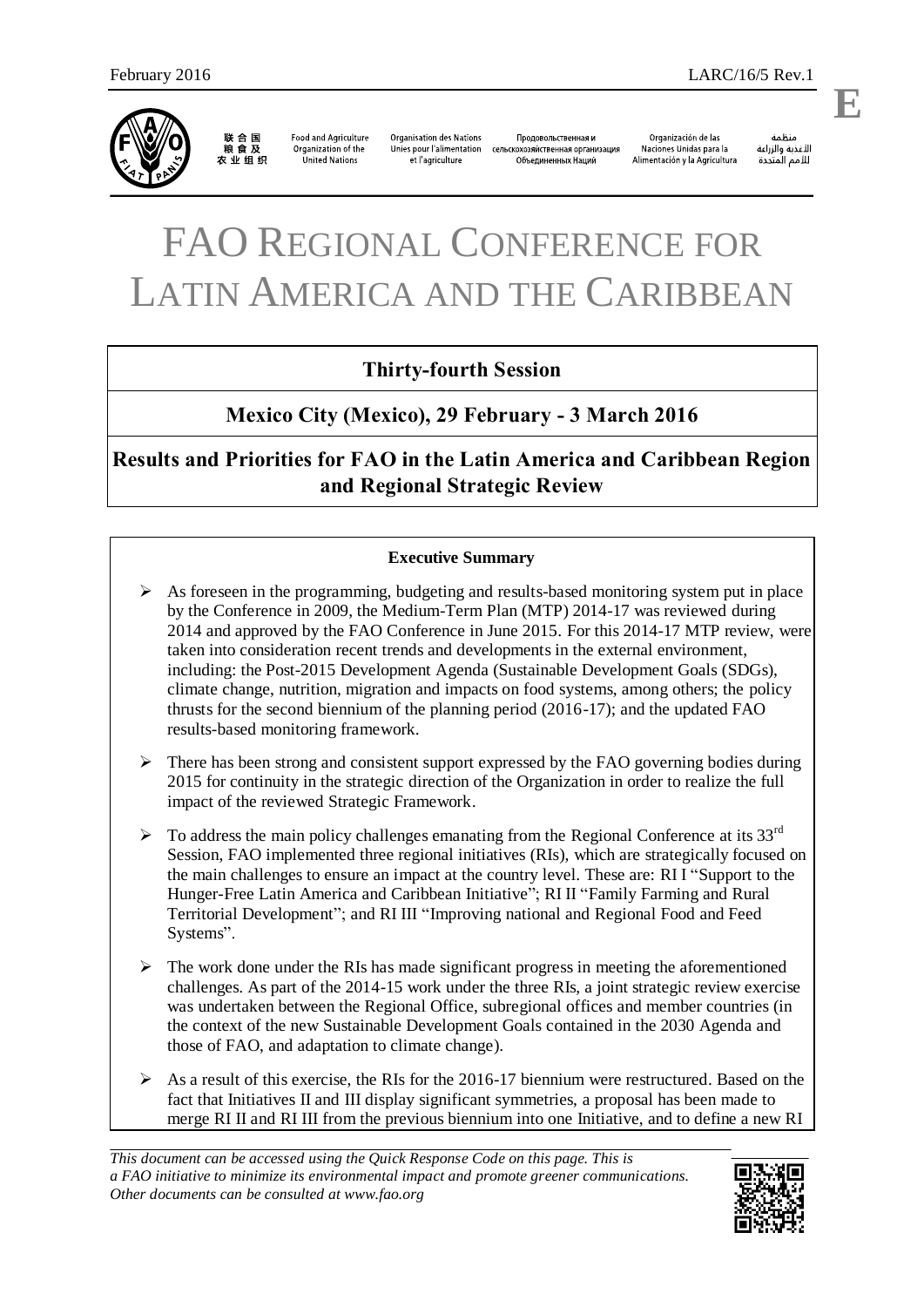February 2016 LARC/16/5 Rev.1

**E**

联合国粮食及农业组织 | Food and Agriculture Organization of the United Nations | Organisation des Nations Unies pour l'alimentation et l'agriculture | Продовольственная и сельскохозяйственная организация Объединенных Наций | Organización de las Naciones Unidas para la Alimentación y la Agricultura | منظمة الأغذية والزراعة للأمم المتحدة

# FAO REGIONAL CONFERENCE FOR LATIN AMERICA AND THE CARIBBEAN

## Thirty-fourth Session

## Mexico City (Mexico), 29 February - 3 March 2016

## Results and Priorities for FAO in the Latin America and Caribbean Region and Regional Strategic Review

**Executive Summary**

- As foreseen in the programming, budgeting and results-based monitoring system put in place by the Conference in 2009, the Medium-Term Plan (MTP) 2014-17 was reviewed during 2014 and approved by the FAO Conference in June 2015. For this 2014-17 MTP review, were taken into consideration recent trends and developments in the external environment, including: the Post-2015 Development Agenda (Sustainable Development Goals (SDGs), climate change, nutrition, migration and impacts on food systems, among others; the policy thrusts for the second biennium of the planning period (2016-17); and the updated FAO results-based monitoring framework.
- There has been strong and consistent support expressed by the FAO governing bodies during 2015 for continuity in the strategic direction of the Organization in order to realize the full impact of the reviewed Strategic Framework.
- To address the main policy challenges emanating from the Regional Conference at its 33rd Session, FAO implemented three regional initiatives (RIs), which are strategically focused on the main challenges to ensure an impact at the country level. These are: RI I "Support to the Hunger-Free Latin America and Caribbean Initiative"; RI II "Family Farming and Rural Territorial Development"; and RI III "Improving national and Regional Food and Feed Systems".
- The work done under the RIs has made significant progress in meeting the aforementioned challenges. As part of the 2014-15 work under the three RIs, a joint strategic review exercise was undertaken between the Regional Office, subregional offices and member countries (in the context of the new Sustainable Development Goals contained in the 2030 Agenda and those of FAO, and adaptation to climate change).
- As a result of this exercise, the RIs for the 2016-17 biennium were restructured. Based on the fact that Initiatives II and III display significant symmetries, a proposal has been made to merge RI II and RI III from the previous biennium into one Initiative, and to define a new RI

*This document can be accessed using the Quick Response Code on this page. This is a FAO initiative to minimize its environmental impact and promote greener communications. Other documents can be consulted at www.fao.org*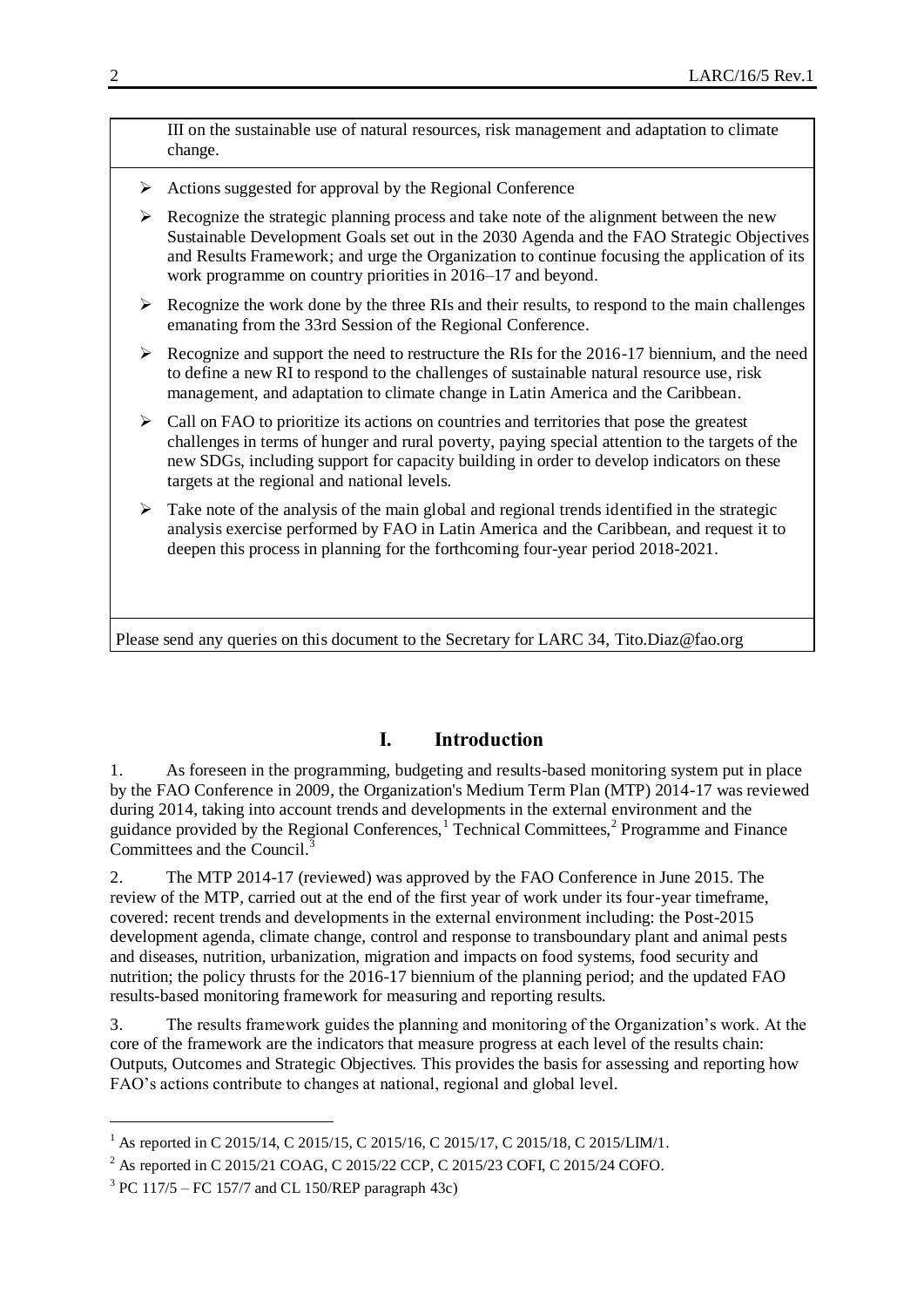III on the sustainable use of natural resources, risk management and adaptation to climate change.

- Actions suggested for approval by the Regional Conference
- Recognize the strategic planning process and take note of the alignment between the new Sustainable Development Goals set out in the 2030 Agenda and the FAO Strategic Objectives and Results Framework; and urge the Organization to continue focusing the application of its work programme on country priorities in 2016–17 and beyond.
- Recognize the work done by the three RIs and their results, to respond to the main challenges emanating from the 33rd Session of the Regional Conference.
- Recognize and support the need to restructure the RIs for the 2016-17 biennium, and the need to define a new RI to respond to the challenges of sustainable natural resource use, risk management, and adaptation to climate change in Latin America and the Caribbean.
- Call on FAO to prioritize its actions on countries and territories that pose the greatest challenges in terms of hunger and rural poverty, paying special attention to the targets of the new SDGs, including support for capacity building in order to develop indicators on these targets at the regional and national levels.
- Take note of the analysis of the main global and regional trends identified in the strategic analysis exercise performed by FAO in Latin America and the Caribbean, and request it to deepen this process in planning for the forthcoming four-year period 2018-2021.

Please send any queries on this document to the Secretary for LARC 34, Tito.Diaz@fao.org

# I. Introduction

1. As foreseen in the programming, budgeting and results-based monitoring system put in place by the FAO Conference in 2009, the Organization's Medium Term Plan (MTP) 2014-17 was reviewed during 2014, taking into account trends and developments in the external environment and the guidance provided by the Regional Conferences,[1] Technical Committees,[2] Programme and Finance Committees and the Council.[3]

2. The MTP 2014-17 (reviewed) was approved by the FAO Conference in June 2015. The review of the MTP, carried out at the end of the first year of work under its four-year timeframe, covered: recent trends and developments in the external environment including: the Post-2015 development agenda, climate change, control and response to transboundary plant and animal pests and diseases, nutrition, urbanization, migration and impacts on food systems, food security and nutrition; the policy thrusts for the 2016-17 biennium of the planning period; and the updated FAO results-based monitoring framework for measuring and reporting results.

3. The results framework guides the planning and monitoring of the Organization's work. At the core of the framework are the indicators that measure progress at each level of the results chain: Outputs, Outcomes and Strategic Objectives. This provides the basis for assessing and reporting how FAO's actions contribute to changes at national, regional and global level.

---

[1] As reported in C 2015/14, C 2015/15, C 2015/16, C 2015/17, C 2015/18, C 2015/LIM/1.

[2] As reported in C 2015/21 COAG, C 2015/22 CCP, C 2015/23 COFI, C 2015/24 COFO.

[3] PC 117/5 – FC 157/7 and CL 150/REP paragraph 43c)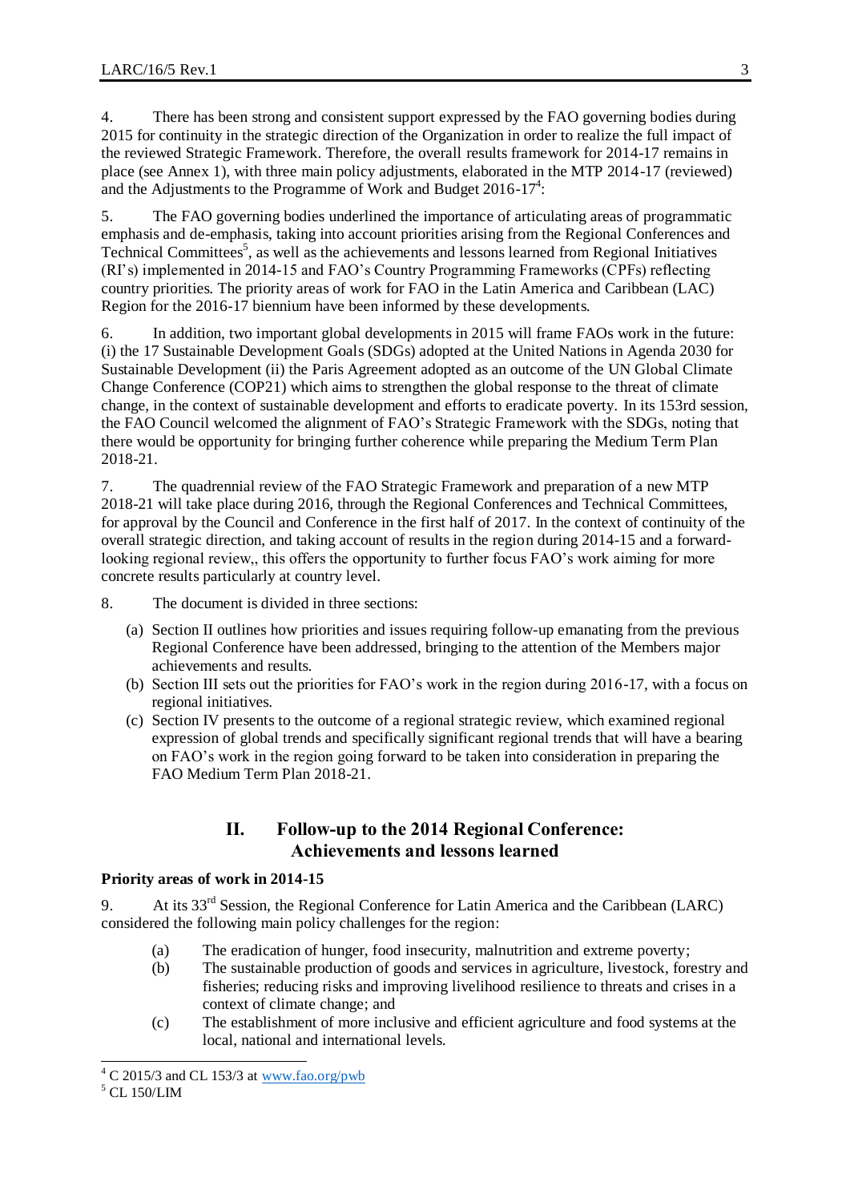4. There has been strong and consistent support expressed by the FAO governing bodies during 2015 for continuity in the strategic direction of the Organization in order to realize the full impact of the reviewed Strategic Framework. Therefore, the overall results framework for 2014-17 remains in place (see Annex 1), with three main policy adjustments, elaborated in the MTP 2014-17 (reviewed) and the Adjustments to the Programme of Work and Budget 2016-17[4]:

5. The FAO governing bodies underlined the importance of articulating areas of programmatic emphasis and de-emphasis, taking into account priorities arising from the Regional Conferences and Technical Committees[5], as well as the achievements and lessons learned from Regional Initiatives (RI's) implemented in 2014-15 and FAO's Country Programming Frameworks (CPFs) reflecting country priorities. The priority areas of work for FAO in the Latin America and Caribbean (LAC) Region for the 2016-17 biennium have been informed by these developments.

6. In addition, two important global developments in 2015 will frame FAOs work in the future: (i) the 17 Sustainable Development Goals (SDGs) adopted at the United Nations in Agenda 2030 for Sustainable Development (ii) the Paris Agreement adopted as an outcome of the UN Global Climate Change Conference (COP21) which aims to strengthen the global response to the threat of climate change, in the context of sustainable development and efforts to eradicate poverty. In its 153rd session, the FAO Council welcomed the alignment of FAO's Strategic Framework with the SDGs, noting that there would be opportunity for bringing further coherence while preparing the Medium Term Plan 2018-21.

7. The quadrennial review of the FAO Strategic Framework and preparation of a new MTP 2018-21 will take place during 2016, through the Regional Conferences and Technical Committees, for approval by the Council and Conference in the first half of 2017. In the context of continuity of the overall strategic direction, and taking account of results in the region during 2014-15 and a forward-looking regional review,, this offers the opportunity to further focus FAO's work aiming for more concrete results particularly at country level.

8. The document is divided in three sections:

(a) Section II outlines how priorities and issues requiring follow-up emanating from the previous Regional Conference have been addressed, bringing to the attention of the Members major achievements and results.

(b) Section III sets out the priorities for FAO's work in the region during 2016-17, with a focus on regional initiatives.

(c) Section IV presents to the outcome of a regional strategic review, which examined regional expression of global trends and specifically significant regional trends that will have a bearing on FAO's work in the region going forward to be taken into consideration in preparing the FAO Medium Term Plan 2018-21.

## II. Follow-up to the 2014 Regional Conference: Achievements and lessons learned

### Priority areas of work in 2014-15

9. At its 33rd Session, the Regional Conference for Latin America and the Caribbean (LARC) considered the following main policy challenges for the region:

(a) The eradication of hunger, food insecurity, malnutrition and extreme poverty;

(b) The sustainable production of goods and services in agriculture, livestock, forestry and fisheries; reducing risks and improving livelihood resilience to threats and crises in a context of climate change; and

(c) The establishment of more inclusive and efficient agriculture and food systems at the local, national and international levels.

---

[4] C 2015/3 and CL 153/3 at www.fao.org/pwb

[5] CL 150/LIM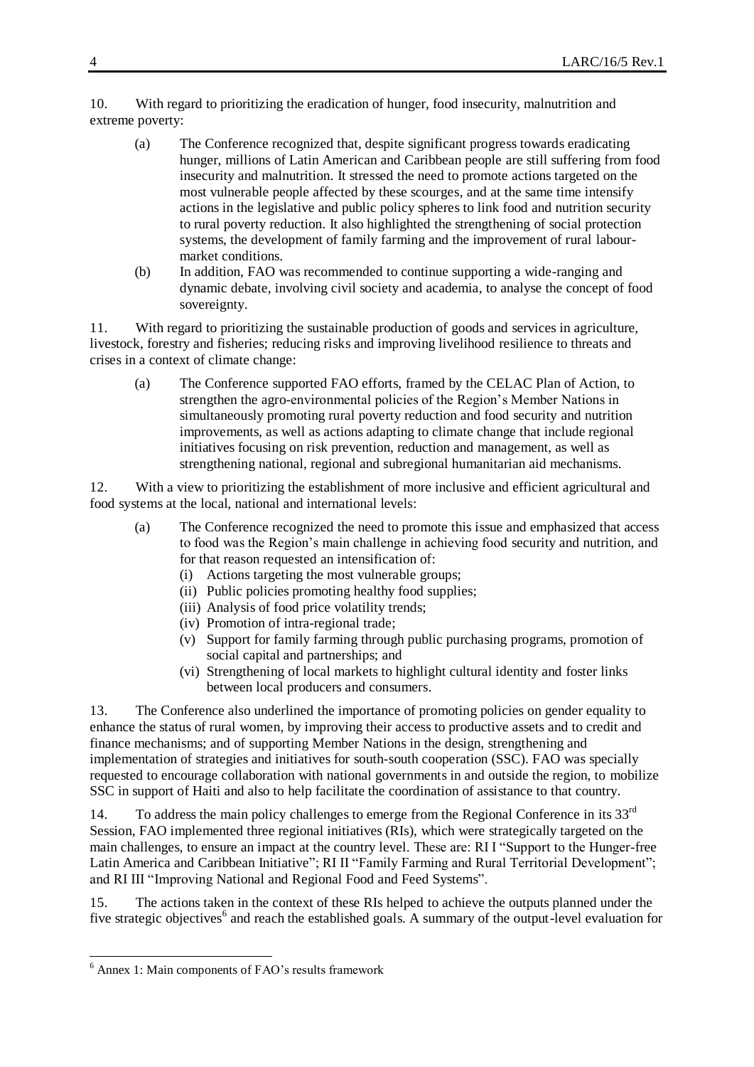10. With regard to prioritizing the eradication of hunger, food insecurity, malnutrition and extreme poverty:

(a) The Conference recognized that, despite significant progress towards eradicating hunger, millions of Latin American and Caribbean people are still suffering from food insecurity and malnutrition. It stressed the need to promote actions targeted on the most vulnerable people affected by these scourges, and at the same time intensify actions in the legislative and public policy spheres to link food and nutrition security to rural poverty reduction. It also highlighted the strengthening of social protection systems, the development of family farming and the improvement of rural labour-market conditions.

(b) In addition, FAO was recommended to continue supporting a wide-ranging and dynamic debate, involving civil society and academia, to analyse the concept of food sovereignty.

11. With regard to prioritizing the sustainable production of goods and services in agriculture, livestock, forestry and fisheries; reducing risks and improving livelihood resilience to threats and crises in a context of climate change:

(a) The Conference supported FAO efforts, framed by the CELAC Plan of Action, to strengthen the agro-environmental policies of the Region's Member Nations in simultaneously promoting rural poverty reduction and food security and nutrition improvements, as well as actions adapting to climate change that include regional initiatives focusing on risk prevention, reduction and management, as well as strengthening national, regional and subregional humanitarian aid mechanisms.

12. With a view to prioritizing the establishment of more inclusive and efficient agricultural and food systems at the local, national and international levels:

(a) The Conference recognized the need to promote this issue and emphasized that access to food was the Region's main challenge in achieving food security and nutrition, and for that reason requested an intensification of:
   (i) Actions targeting the most vulnerable groups;
   (ii) Public policies promoting healthy food supplies;
   (iii) Analysis of food price volatility trends;
   (iv) Promotion of intra-regional trade;
   (v) Support for family farming through public purchasing programs, promotion of social capital and partnerships; and
   (vi) Strengthening of local markets to highlight cultural identity and foster links between local producers and consumers.

13. The Conference also underlined the importance of promoting policies on gender equality to enhance the status of rural women, by improving their access to productive assets and to credit and finance mechanisms; and of supporting Member Nations in the design, strengthening and implementation of strategies and initiatives for south-south cooperation (SSC). FAO was specially requested to encourage collaboration with national governments in and outside the region, to mobilize SSC in support of Haiti and also to help facilitate the coordination of assistance to that country.

14. To address the main policy challenges to emerge from the Regional Conference in its 33rd Session, FAO implemented three regional initiatives (RIs), which were strategically targeted on the main challenges, to ensure an impact at the country level. These are: RI I "Support to the Hunger-free Latin America and Caribbean Initiative"; RI II "Family Farming and Rural Territorial Development"; and RI III "Improving National and Regional Food and Feed Systems".

15. The actions taken in the context of these RIs helped to achieve the outputs planned under the five strategic objectives[6] and reach the established goals. A summary of the output-level evaluation for

[6] Annex 1: Main components of FAO's results framework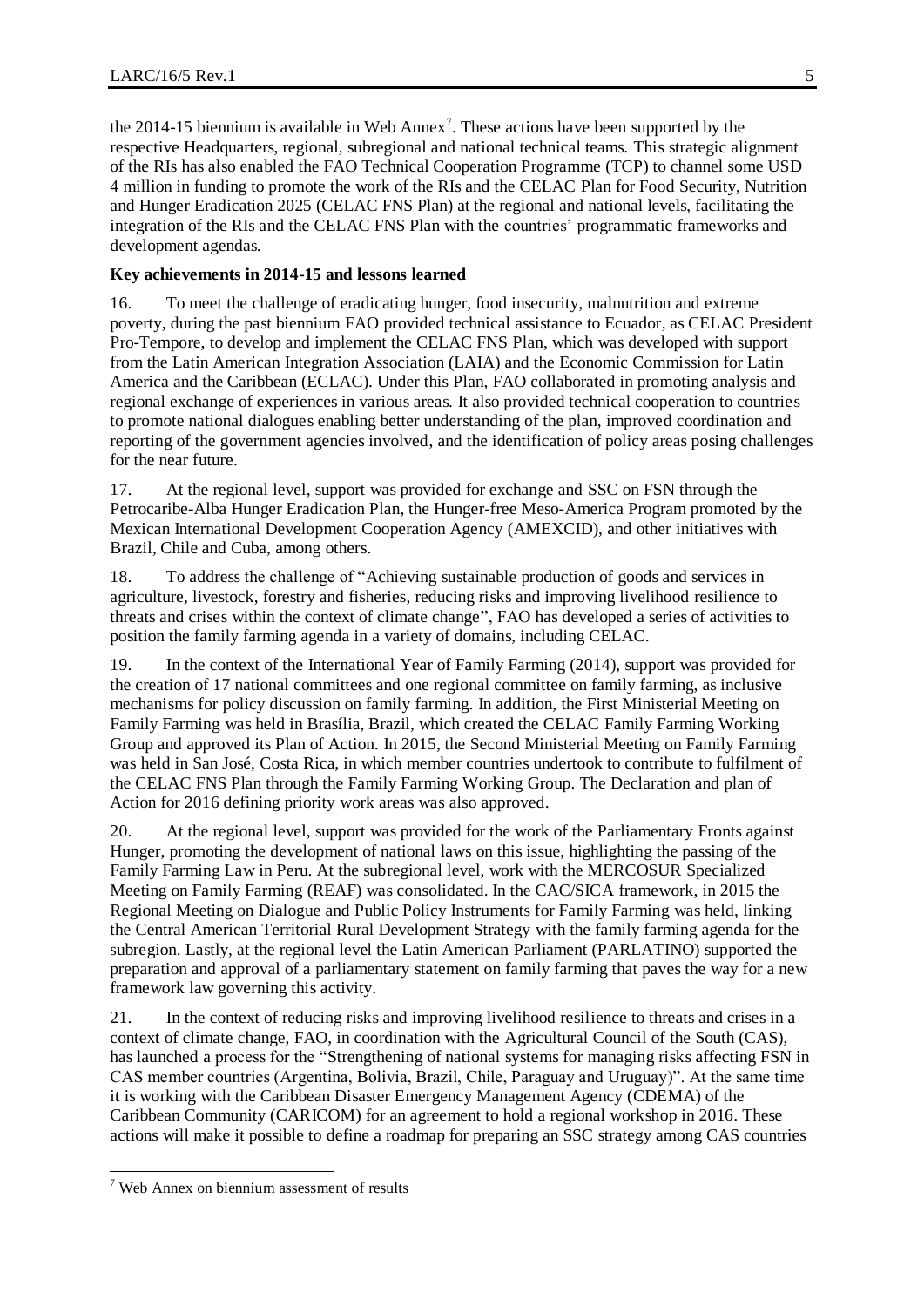the 2014-15 biennium is available in Web Annex[7]. These actions have been supported by the respective Headquarters, regional, subregional and national technical teams. This strategic alignment of the RIs has also enabled the FAO Technical Cooperation Programme (TCP) to channel some USD 4 million in funding to promote the work of the RIs and the CELAC Plan for Food Security, Nutrition and Hunger Eradication 2025 (CELAC FNS Plan) at the regional and national levels, facilitating the integration of the RIs and the CELAC FNS Plan with the countries' programmatic frameworks and development agendas.

**Key achievements in 2014-15 and lessons learned**

16. To meet the challenge of eradicating hunger, food insecurity, malnutrition and extreme poverty, during the past biennium FAO provided technical assistance to Ecuador, as CELAC President Pro-Tempore, to develop and implement the CELAC FNS Plan, which was developed with support from the Latin American Integration Association (LAIA) and the Economic Commission for Latin America and the Caribbean (ECLAC). Under this Plan, FAO collaborated in promoting analysis and regional exchange of experiences in various areas. It also provided technical cooperation to countries to promote national dialogues enabling better understanding of the plan, improved coordination and reporting of the government agencies involved, and the identification of policy areas posing challenges for the near future.

17. At the regional level, support was provided for exchange and SSC on FSN through the Petrocaribe-Alba Hunger Eradication Plan, the Hunger-free Meso-America Program promoted by the Mexican International Development Cooperation Agency (AMEXCID), and other initiatives with Brazil, Chile and Cuba, among others.

18. To address the challenge of "Achieving sustainable production of goods and services in agriculture, livestock, forestry and fisheries, reducing risks and improving livelihood resilience to threats and crises within the context of climate change", FAO has developed a series of activities to position the family farming agenda in a variety of domains, including CELAC.

19. In the context of the International Year of Family Farming (2014), support was provided for the creation of 17 national committees and one regional committee on family farming, as inclusive mechanisms for policy discussion on family farming. In addition, the First Ministerial Meeting on Family Farming was held in Brasília, Brazil, which created the CELAC Family Farming Working Group and approved its Plan of Action. In 2015, the Second Ministerial Meeting on Family Farming was held in San José, Costa Rica, in which member countries undertook to contribute to fulfilment of the CELAC FNS Plan through the Family Farming Working Group. The Declaration and plan of Action for 2016 defining priority work areas was also approved.

20. At the regional level, support was provided for the work of the Parliamentary Fronts against Hunger, promoting the development of national laws on this issue, highlighting the passing of the Family Farming Law in Peru. At the subregional level, work with the MERCOSUR Specialized Meeting on Family Farming (REAF) was consolidated. In the CAC/SICA framework, in 2015 the Regional Meeting on Dialogue and Public Policy Instruments for Family Farming was held, linking the Central American Territorial Rural Development Strategy with the family farming agenda for the subregion. Lastly, at the regional level the Latin American Parliament (PARLATINO) supported the preparation and approval of a parliamentary statement on family farming that paves the way for a new framework law governing this activity.

21. In the context of reducing risks and improving livelihood resilience to threats and crises in a context of climate change, FAO, in coordination with the Agricultural Council of the South (CAS), has launched a process for the "Strengthening of national systems for managing risks affecting FSN in CAS member countries (Argentina, Bolivia, Brazil, Chile, Paraguay and Uruguay)". At the same time it is working with the Caribbean Disaster Emergency Management Agency (CDEMA) of the Caribbean Community (CARICOM) for an agreement to hold a regional workshop in 2016. These actions will make it possible to define a roadmap for preparing an SSC strategy among CAS countries

[7] Web Annex on biennium assessment of results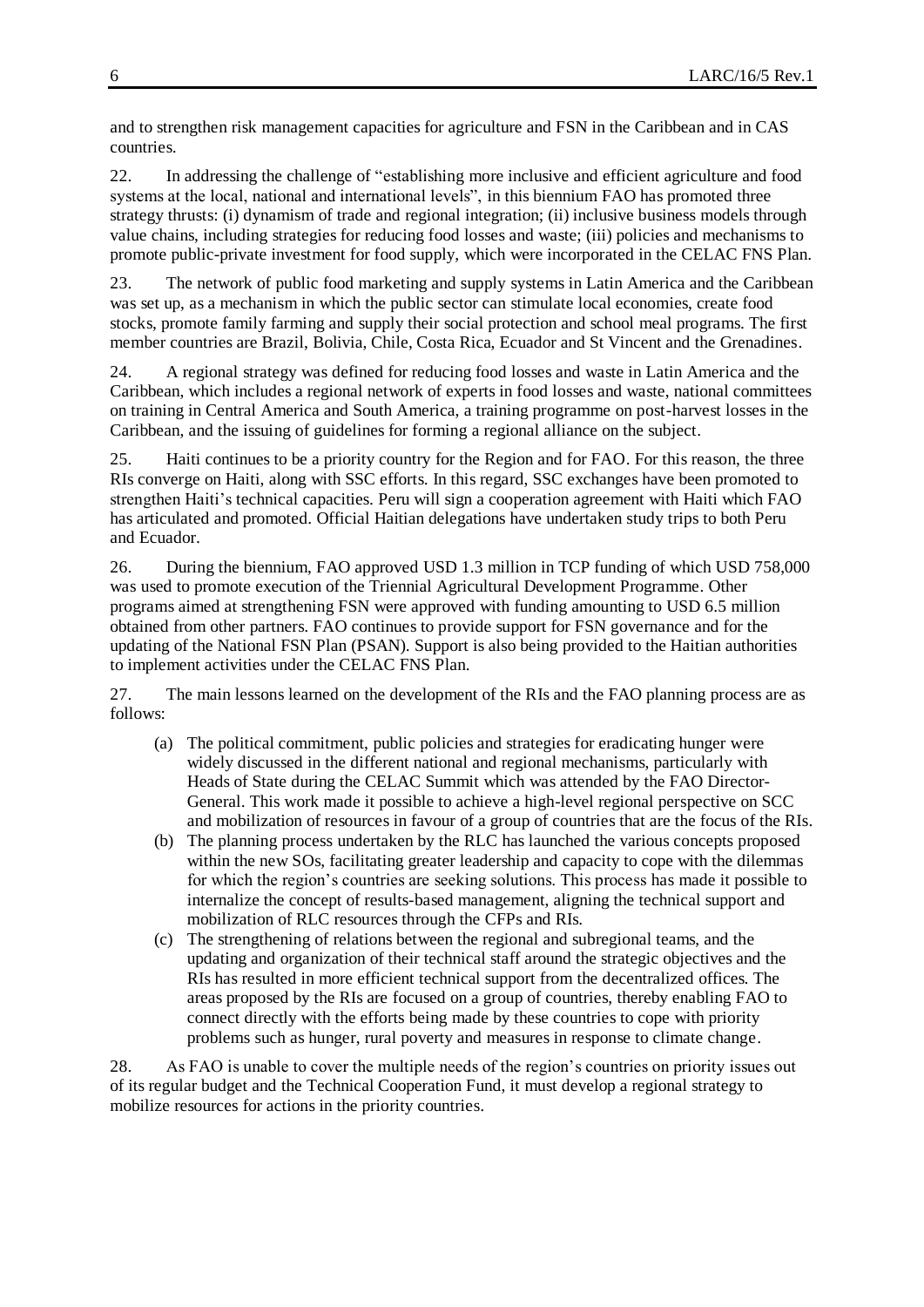and to strengthen risk management capacities for agriculture and FSN in the Caribbean and in CAS countries.

22. In addressing the challenge of "establishing more inclusive and efficient agriculture and food systems at the local, national and international levels", in this biennium FAO has promoted three strategy thrusts: (i) dynamism of trade and regional integration; (ii) inclusive business models through value chains, including strategies for reducing food losses and waste; (iii) policies and mechanisms to promote public-private investment for food supply, which were incorporated in the CELAC FNS Plan.

23. The network of public food marketing and supply systems in Latin America and the Caribbean was set up, as a mechanism in which the public sector can stimulate local economies, create food stocks, promote family farming and supply their social protection and school meal programs. The first member countries are Brazil, Bolivia, Chile, Costa Rica, Ecuador and St Vincent and the Grenadines.

24. A regional strategy was defined for reducing food losses and waste in Latin America and the Caribbean, which includes a regional network of experts in food losses and waste, national committees on training in Central America and South America, a training programme on post-harvest losses in the Caribbean, and the issuing of guidelines for forming a regional alliance on the subject.

25. Haiti continues to be a priority country for the Region and for FAO. For this reason, the three RIs converge on Haiti, along with SSC efforts. In this regard, SSC exchanges have been promoted to strengthen Haiti's technical capacities. Peru will sign a cooperation agreement with Haiti which FAO has articulated and promoted. Official Haitian delegations have undertaken study trips to both Peru and Ecuador.

26. During the biennium, FAO approved USD 1.3 million in TCP funding of which USD 758,000 was used to promote execution of the Triennial Agricultural Development Programme. Other programs aimed at strengthening FSN were approved with funding amounting to USD 6.5 million obtained from other partners. FAO continues to provide support for FSN governance and for the updating of the National FSN Plan (PSAN). Support is also being provided to the Haitian authorities to implement activities under the CELAC FNS Plan.

27. The main lessons learned on the development of the RIs and the FAO planning process are as follows:

(a) The political commitment, public policies and strategies for eradicating hunger were widely discussed in the different national and regional mechanisms, particularly with Heads of State during the CELAC Summit which was attended by the FAO Director-General. This work made it possible to achieve a high-level regional perspective on SCC and mobilization of resources in favour of a group of countries that are the focus of the RIs.

(b) The planning process undertaken by the RLC has launched the various concepts proposed within the new SOs, facilitating greater leadership and capacity to cope with the dilemmas for which the region's countries are seeking solutions. This process has made it possible to internalize the concept of results-based management, aligning the technical support and mobilization of RLC resources through the CFPs and RIs.

(c) The strengthening of relations between the regional and subregional teams, and the updating and organization of their technical staff around the strategic objectives and the RIs has resulted in more efficient technical support from the decentralized offices. The areas proposed by the RIs are focused on a group of countries, thereby enabling FAO to connect directly with the efforts being made by these countries to cope with priority problems such as hunger, rural poverty and measures in response to climate change.

28. As FAO is unable to cover the multiple needs of the region's countries on priority issues out of its regular budget and the Technical Cooperation Fund, it must develop a regional strategy to mobilize resources for actions in the priority countries.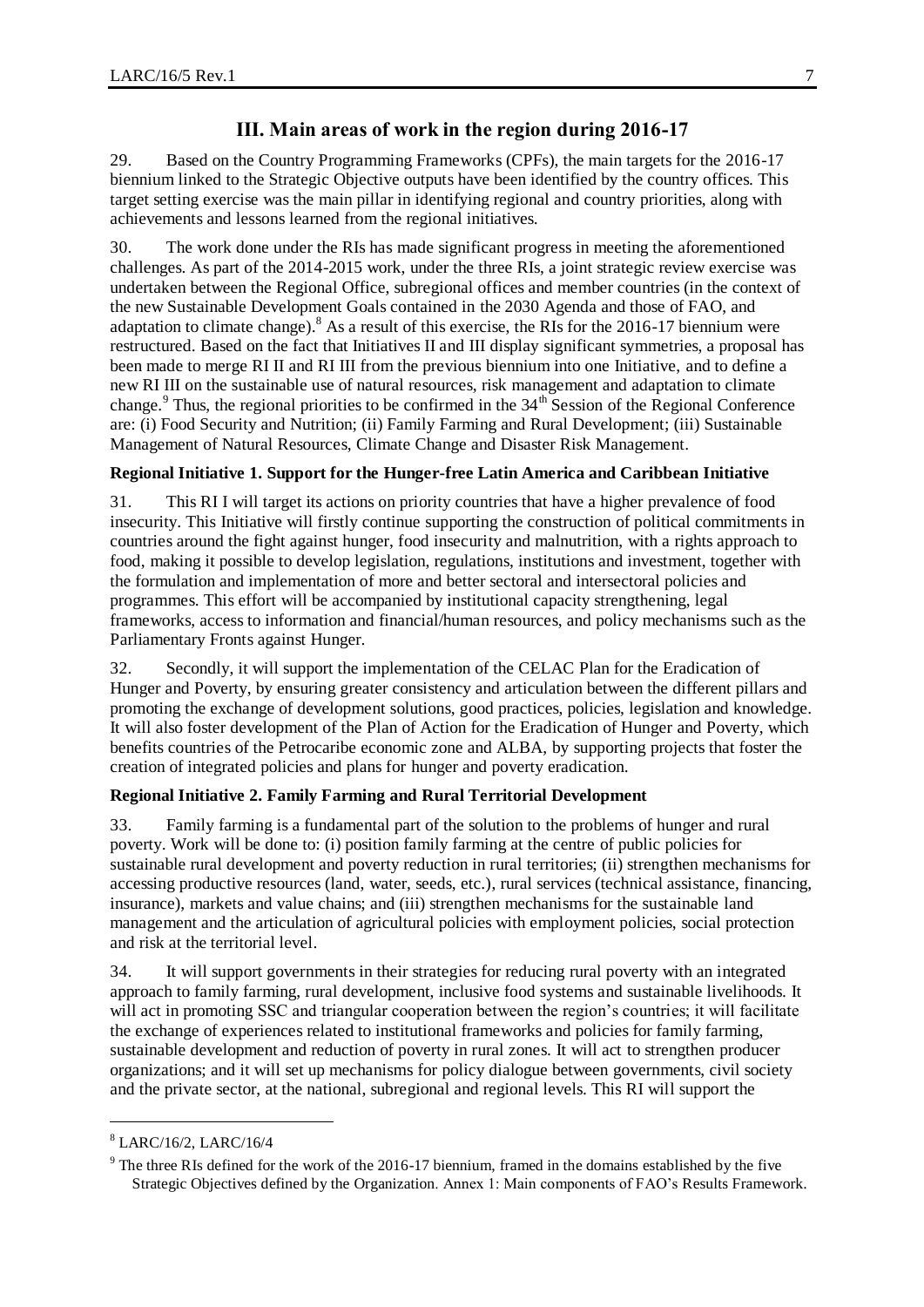## III. Main areas of work in the region during 2016-17

29. Based on the Country Programming Frameworks (CPFs), the main targets for the 2016-17 biennium linked to the Strategic Objective outputs have been identified by the country offices. This target setting exercise was the main pillar in identifying regional and country priorities, along with achievements and lessons learned from the regional initiatives.

30. The work done under the RIs has made significant progress in meeting the aforementioned challenges. As part of the 2014-2015 work, under the three RIs, a joint strategic review exercise was undertaken between the Regional Office, subregional offices and member countries (in the context of the new Sustainable Development Goals contained in the 2030 Agenda and those of FAO, and adaptation to climate change).[8] As a result of this exercise, the RIs for the 2016-17 biennium were restructured. Based on the fact that Initiatives II and III display significant symmetries, a proposal has been made to merge RI II and RI III from the previous biennium into one Initiative, and to define a new RI III on the sustainable use of natural resources, risk management and adaptation to climate change.[9] Thus, the regional priorities to be confirmed in the 34th Session of the Regional Conference are: (i) Food Security and Nutrition; (ii) Family Farming and Rural Development; (iii) Sustainable Management of Natural Resources, Climate Change and Disaster Risk Management.

**Regional Initiative 1. Support for the Hunger-free Latin America and Caribbean Initiative**

31. This RI I will target its actions on priority countries that have a higher prevalence of food insecurity. This Initiative will firstly continue supporting the construction of political commitments in countries around the fight against hunger, food insecurity and malnutrition, with a rights approach to food, making it possible to develop legislation, regulations, institutions and investment, together with the formulation and implementation of more and better sectoral and intersectoral policies and programmes. This effort will be accompanied by institutional capacity strengthening, legal frameworks, access to information and financial/human resources, and policy mechanisms such as the Parliamentary Fronts against Hunger.

32. Secondly, it will support the implementation of the CELAC Plan for the Eradication of Hunger and Poverty, by ensuring greater consistency and articulation between the different pillars and promoting the exchange of development solutions, good practices, policies, legislation and knowledge. It will also foster development of the Plan of Action for the Eradication of Hunger and Poverty, which benefits countries of the Petrocaribe economic zone and ALBA, by supporting projects that foster the creation of integrated policies and plans for hunger and poverty eradication.

**Regional Initiative 2. Family Farming and Rural Territorial Development**

33. Family farming is a fundamental part of the solution to the problems of hunger and rural poverty. Work will be done to: (i) position family farming at the centre of public policies for sustainable rural development and poverty reduction in rural territories; (ii) strengthen mechanisms for accessing productive resources (land, water, seeds, etc.), rural services (technical assistance, financing, insurance), markets and value chains; and (iii) strengthen mechanisms for the sustainable land management and the articulation of agricultural policies with employment policies, social protection and risk at the territorial level.

34. It will support governments in their strategies for reducing rural poverty with an integrated approach to family farming, rural development, inclusive food systems and sustainable livelihoods. It will act in promoting SSC and triangular cooperation between the region's countries; it will facilitate the exchange of experiences related to institutional frameworks and policies for family farming, sustainable development and reduction of poverty in rural zones. It will act to strengthen producer organizations; and it will set up mechanisms for policy dialogue between governments, civil society and the private sector, at the national, subregional and regional levels. This RI will support the

---

[8] LARC/16/2, LARC/16/4

[9] The three RIs defined for the work of the 2016-17 biennium, framed in the domains established by the five Strategic Objectives defined by the Organization. Annex 1: Main components of FAO's Results Framework.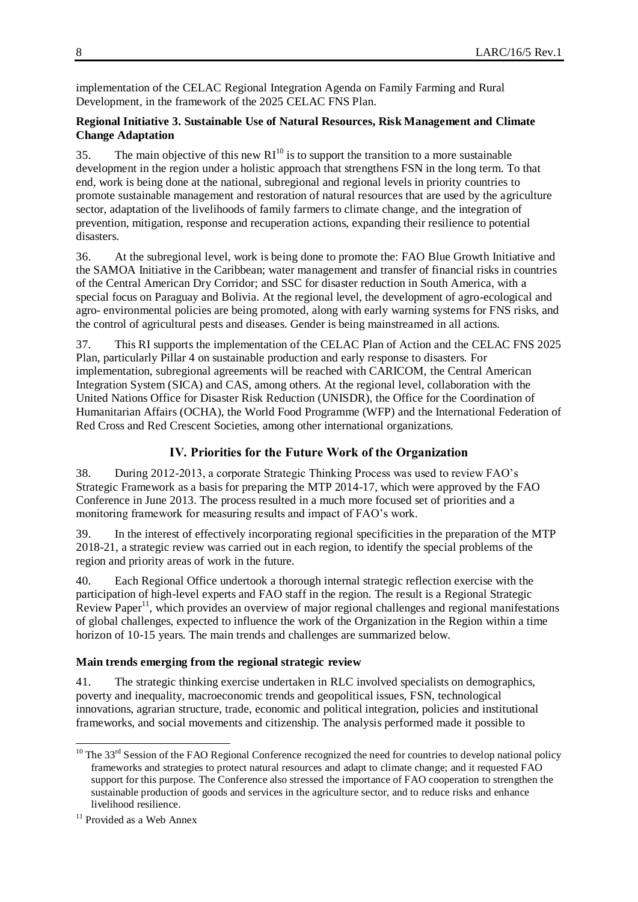implementation of the CELAC Regional Integration Agenda on Family Farming and Rural Development, in the framework of the 2025 CELAC FNS Plan.

**Regional Initiative 3. Sustainable Use of Natural Resources, Risk Management and Climate Change Adaptation**

35. The main objective of this new RI[10] is to support the transition to a more sustainable development in the region under a holistic approach that strengthens FSN in the long term. To that end, work is being done at the national, subregional and regional levels in priority countries to promote sustainable management and restoration of natural resources that are used by the agriculture sector, adaptation of the livelihoods of family farmers to climate change, and the integration of prevention, mitigation, response and recuperation actions, expanding their resilience to potential disasters.

36. At the subregional level, work is being done to promote the: FAO Blue Growth Initiative and the SAMOA Initiative in the Caribbean; water management and transfer of financial risks in countries of the Central American Dry Corridor; and SSC for disaster reduction in South America, with a special focus on Paraguay and Bolivia. At the regional level, the development of agro-ecological and agro- environmental policies are being promoted, along with early warning systems for FNS risks, and the control of agricultural pests and diseases. Gender is being mainstreamed in all actions.

37. This RI supports the implementation of the CELAC Plan of Action and the CELAC FNS 2025 Plan, particularly Pillar 4 on sustainable production and early response to disasters. For implementation, subregional agreements will be reached with CARICOM, the Central American Integration System (SICA) and CAS, among others. At the regional level, collaboration with the United Nations Office for Disaster Risk Reduction (UNISDR), the Office for the Coordination of Humanitarian Affairs (OCHA), the World Food Programme (WFP) and the International Federation of Red Cross and Red Crescent Societies, among other international organizations.

## IV. Priorities for the Future Work of the Organization

38. During 2012-2013, a corporate Strategic Thinking Process was used to review FAO's Strategic Framework as a basis for preparing the MTP 2014-17, which were approved by the FAO Conference in June 2013. The process resulted in a much more focused set of priorities and a monitoring framework for measuring results and impact of FAO's work.

39. In the interest of effectively incorporating regional specificities in the preparation of the MTP 2018-21, a strategic review was carried out in each region, to identify the special problems of the region and priority areas of work in the future.

40. Each Regional Office undertook a thorough internal strategic reflection exercise with the participation of high-level experts and FAO staff in the region. The result is a Regional Strategic Review Paper[11], which provides an overview of major regional challenges and regional manifestations of global challenges, expected to influence the work of the Organization in the Region within a time horizon of 10-15 years. The main trends and challenges are summarized below.

**Main trends emerging from the regional strategic review**

41. The strategic thinking exercise undertaken in RLC involved specialists on demographics, poverty and inequality, macroeconomic trends and geopolitical issues, FSN, technological innovations, agrarian structure, trade, economic and political integration, policies and institutional frameworks, and social movements and citizenship. The analysis performed made it possible to

---

[10] The 33rd Session of the FAO Regional Conference recognized the need for countries to develop national policy frameworks and strategies to protect natural resources and adapt to climate change; and it requested FAO support for this purpose. The Conference also stressed the importance of FAO cooperation to strengthen the sustainable production of goods and services in the agriculture sector, and to reduce risks and enhance livelihood resilience.

[11] Provided as a Web Annex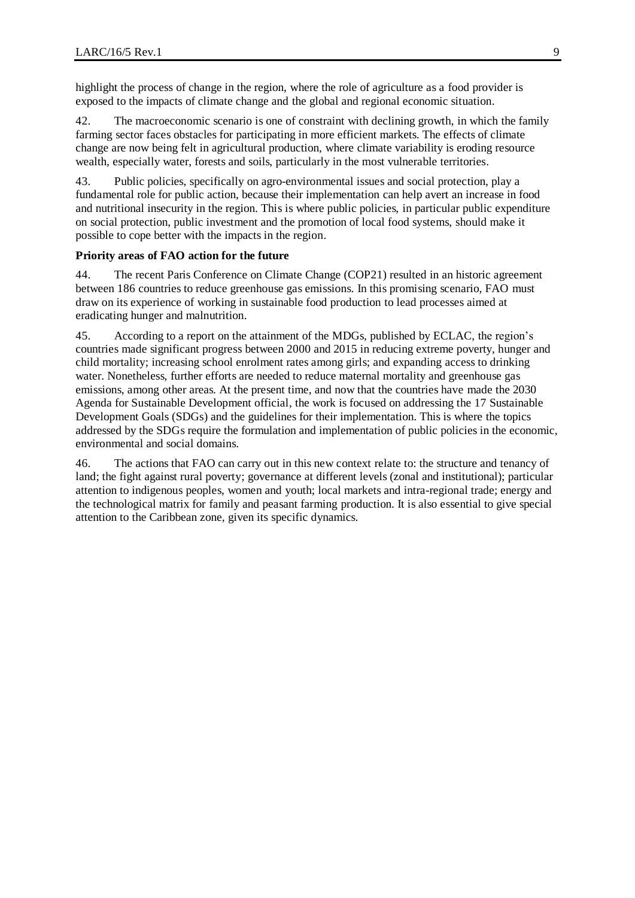highlight the process of change in the region, where the role of agriculture as a food provider is exposed to the impacts of climate change and the global and regional economic situation.

42. The macroeconomic scenario is one of constraint with declining growth, in which the family farming sector faces obstacles for participating in more efficient markets. The effects of climate change are now being felt in agricultural production, where climate variability is eroding resource wealth, especially water, forests and soils, particularly in the most vulnerable territories.

43. Public policies, specifically on agro-environmental issues and social protection, play a fundamental role for public action, because their implementation can help avert an increase in food and nutritional insecurity in the region. This is where public policies, in particular public expenditure on social protection, public investment and the promotion of local food systems, should make it possible to cope better with the impacts in the region.

**Priority areas of FAO action for the future**

44. The recent Paris Conference on Climate Change (COP21) resulted in an historic agreement between 186 countries to reduce greenhouse gas emissions. In this promising scenario, FAO must draw on its experience of working in sustainable food production to lead processes aimed at eradicating hunger and malnutrition.

45. According to a report on the attainment of the MDGs, published by ECLAC, the region's countries made significant progress between 2000 and 2015 in reducing extreme poverty, hunger and child mortality; increasing school enrolment rates among girls; and expanding access to drinking water. Nonetheless, further efforts are needed to reduce maternal mortality and greenhouse gas emissions, among other areas. At the present time, and now that the countries have made the 2030 Agenda for Sustainable Development official, the work is focused on addressing the 17 Sustainable Development Goals (SDGs) and the guidelines for their implementation. This is where the topics addressed by the SDGs require the formulation and implementation of public policies in the economic, environmental and social domains.

46. The actions that FAO can carry out in this new context relate to: the structure and tenancy of land; the fight against rural poverty; governance at different levels (zonal and institutional); particular attention to indigenous peoples, women and youth; local markets and intra-regional trade; energy and the technological matrix for family and peasant farming production. It is also essential to give special attention to the Caribbean zone, given its specific dynamics.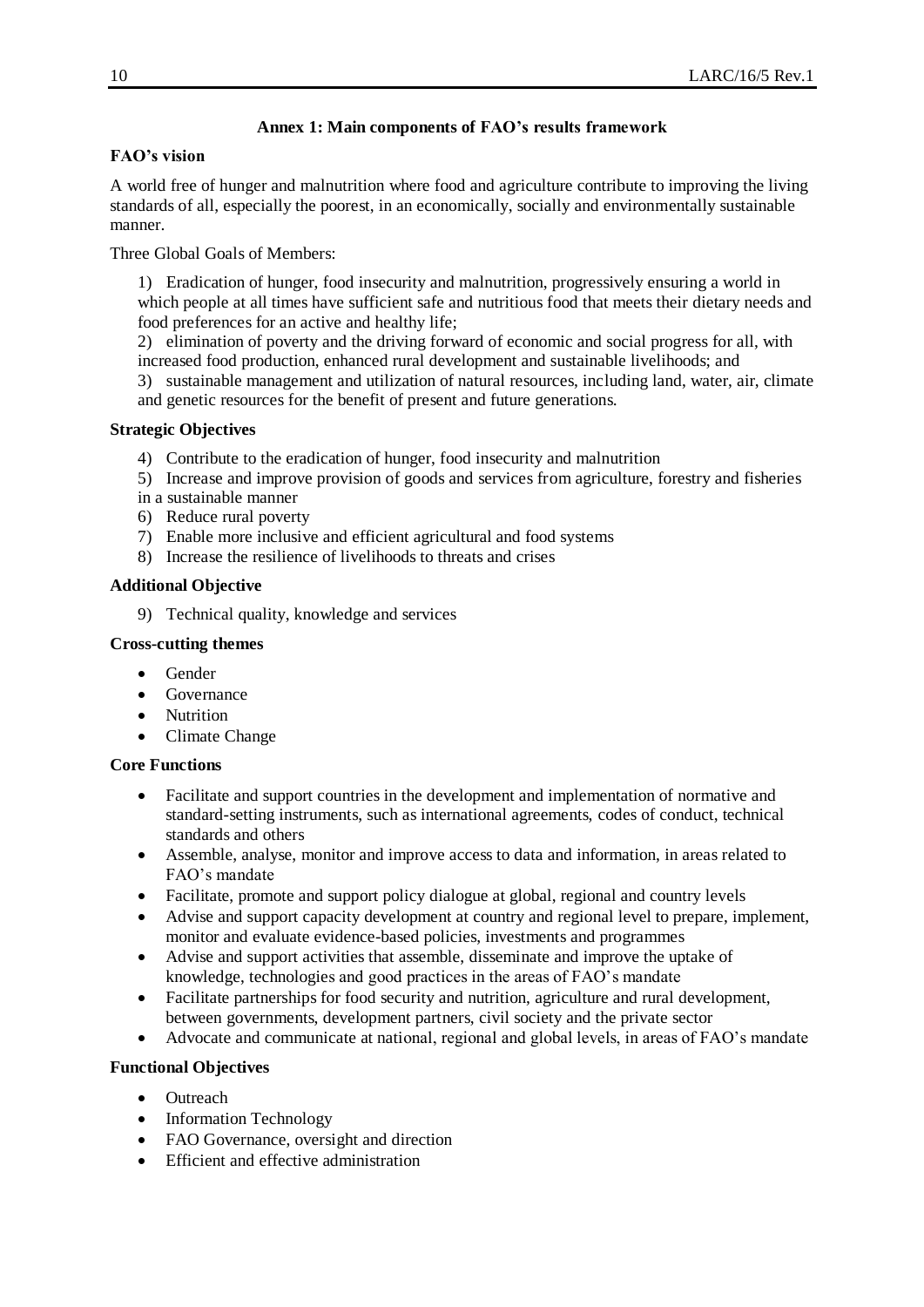## Annex 1: Main components of FAO's results framework

**FAO's vision**

A world free of hunger and malnutrition where food and agriculture contribute to improving the living standards of all, especially the poorest, in an economically, socially and environmentally sustainable manner.

Three Global Goals of Members:

1) Eradication of hunger, food insecurity and malnutrition, progressively ensuring a world in which people at all times have sufficient safe and nutritious food that meets their dietary needs and food preferences for an active and healthy life;
2) elimination of poverty and the driving forward of economic and social progress for all, with increased food production, enhanced rural development and sustainable livelihoods; and
3) sustainable management and utilization of natural resources, including land, water, air, climate and genetic resources for the benefit of present and future generations.

**Strategic Objectives**

4) Contribute to the eradication of hunger, food insecurity and malnutrition
5) Increase and improve provision of goods and services from agriculture, forestry and fisheries in a sustainable manner
6) Reduce rural poverty
7) Enable more inclusive and efficient agricultural and food systems
8) Increase the resilience of livelihoods to threats and crises

**Additional Objective**

9) Technical quality, knowledge and services

**Cross-cutting themes**

- Gender
- Governance
- Nutrition
- Climate Change

**Core Functions**

- Facilitate and support countries in the development and implementation of normative and standard-setting instruments, such as international agreements, codes of conduct, technical standards and others
- Assemble, analyse, monitor and improve access to data and information, in areas related to FAO's mandate
- Facilitate, promote and support policy dialogue at global, regional and country levels
- Advise and support capacity development at country and regional level to prepare, implement, monitor and evaluate evidence-based policies, investments and programmes
- Advise and support activities that assemble, disseminate and improve the uptake of knowledge, technologies and good practices in the areas of FAO's mandate
- Facilitate partnerships for food security and nutrition, agriculture and rural development, between governments, development partners, civil society and the private sector
- Advocate and communicate at national, regional and global levels, in areas of FAO's mandate

**Functional Objectives**

- Outreach
- Information Technology
- FAO Governance, oversight and direction
- Efficient and effective administration